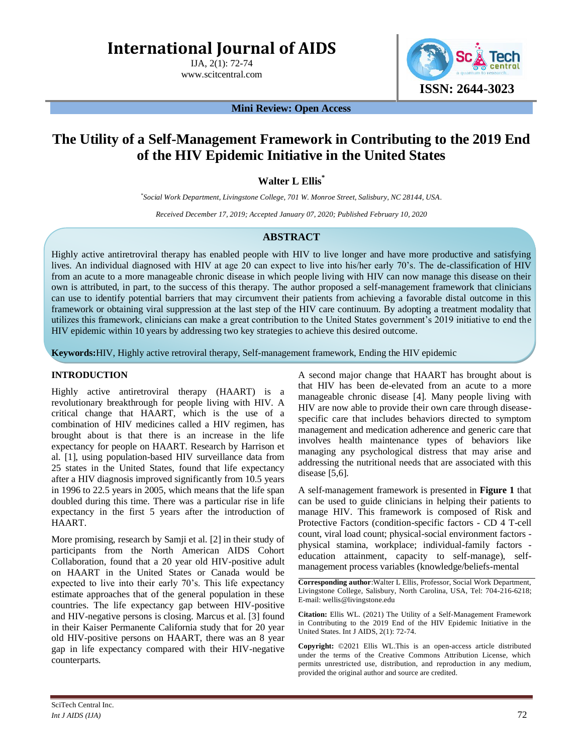# International Journal of AIDS

IJA, 2(1): 72-74
www.scitcentral.com

ISSN: 2644-3023

**Mini Review: Open Access**

# The Utility of a Self-Management Framework in Contributing to the 2019 End of the HIV Epidemic Initiative in the United States

**Walter L Ellis***

*Social Work Department, Livingstone College, 701 W. Monroe Street, Salisbury, NC 28144, USA.*

*Received December 17, 2019; Accepted January 07, 2020; Published February 10, 2020*

## ABSTRACT

Highly active antiretroviral therapy has enabled people with HIV to live longer and have more productive and satisfying lives. An individual diagnosed with HIV at age 20 can expect to live into his/her early 70's. The de-classification of HIV from an acute to a more manageable chronic disease in which people living with HIV can now manage this disease on their own is attributed, in part, to the success of this therapy. The author proposed a self-management framework that clinicians can use to identify potential barriers that may circumvent their patients from achieving a favorable distal outcome in this framework or obtaining viral suppression at the last step of the HIV care continuum. By adopting a treatment modality that utilizes this framework, clinicians can make a great contribution to the United States government's 2019 initiative to end the HIV epidemic within 10 years by addressing two key strategies to achieve this desired outcome.

**Keywords:** HIV, Highly active retroviral therapy, Self-management framework, Ending the HIV epidemic

## INTRODUCTION

Highly active antiretroviral therapy (HAART) is a revolutionary breakthrough for people living with HIV. A critical change that HAART, which is the use of a combination of HIV medicines called a HIV regimen, has brought about is that there is an increase in the life expectancy for people on HAART. Research by Harrison et al. [1], using population-based HIV surveillance data from 25 states in the United States, found that life expectancy after a HIV diagnosis improved significantly from 10.5 years in 1996 to 22.5 years in 2005, which means that the life span doubled during this time. There was a particular rise in life expectancy in the first 5 years after the introduction of HAART.

More promising, research by Samji et al. [2] in their study of participants from the North American AIDS Cohort Collaboration, found that a 20 year old HIV-positive adult on HAART in the United States or Canada would be expected to live into their early 70's. This life expectancy estimate approaches that of the general population in these countries. The life expectancy gap between HIV-positive and HIV-negative persons is closing. Marcus et al. [3] found in their Kaiser Permanente California study that for 20 year old HIV-positive persons on HAART, there was an 8 year gap in life expectancy compared with their HIV-negative counterparts.

A second major change that HAART has brought about is that HIV has been de-elevated from an acute to a more manageable chronic disease [4]. Many people living with HIV are now able to provide their own care through disease-specific care that includes behaviors directed to symptom management and medication adherence and generic care that involves health maintenance types of behaviors like managing any psychological distress that may arise and addressing the nutritional needs that are associated with this disease [5,6].

A self-management framework is presented in **Figure 1** that can be used to guide clinicians in helping their patients to manage HIV. This framework is composed of Risk and Protective Factors (condition-specific factors - CD 4 T-cell count, viral load count; physical-social environment factors - physical stamina, workplace; individual-family factors - education attainment, capacity to self-manage), self-management process variables (knowledge/beliefs-mental

**Corresponding author**: Walter L Ellis, Professor, Social Work Department, Livingstone College, Salisbury, North Carolina, USA, Tel: 704-216-6218; E-mail: wellis@livingstone.edu

**Citation:** Ellis WL. (2021) The Utility of a Self-Management Framework in Contributing to the 2019 End of the HIV Epidemic Initiative in the United States. Int J AIDS, 2(1): 72-74.

**Copyright:** ©2021 Ellis WL.This is an open-access article distributed under the terms of the Creative Commons Attribution License, which permits unrestricted use, distribution, and reproduction in any medium, provided the original author and source are credited.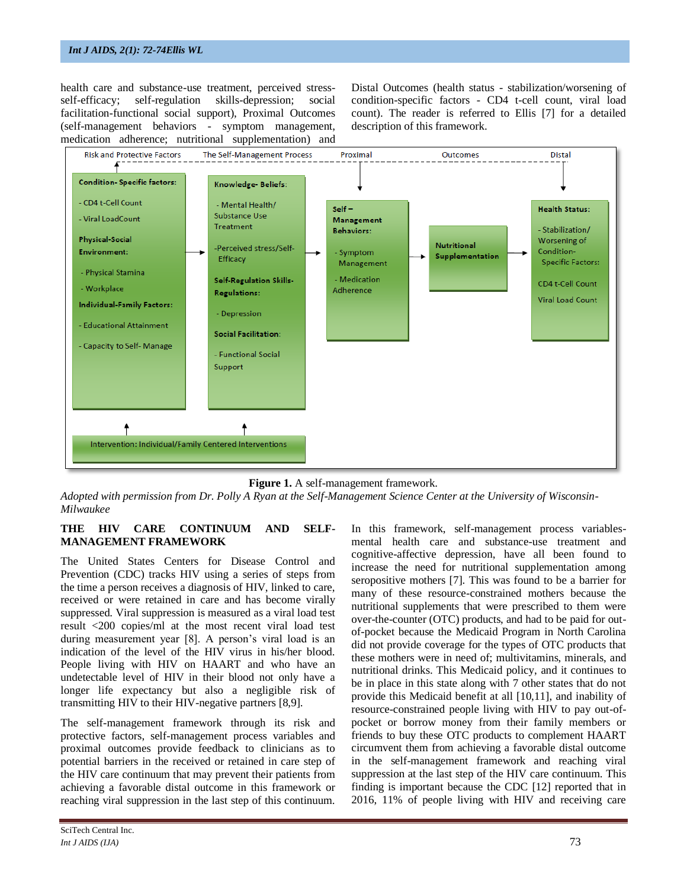health care and substance-use treatment, perceived stress-self-efficacy; self-regulation skills-depression; social facilitation-functional social support), Proximal Outcomes (self-management behaviors - symptom management, medication adherence; nutritional supplementation) and Distal Outcomes (health status - stabilization/worsening of condition-specific factors - CD4 t-cell count, viral load count). The reader is referred to Ellis [7] for a detailed description of this framework.

Risk and Protective Factors | The Self-Management Process | Proximal | Outcomes | Distal

**Condition- Specific factors:**
- CD4 t-Cell Count
- Viral LoadCount

**Physical-Social Environment:**
- Physical Stamina
- Workplace

**Individual-Family Factors:**
- Educational Attainment
- Capacity to Self- Manage

**Knowledge- Beliefs:**
- Mental Health/ Substance Use Treatment
- Perceived stress/Self-Efficacy

**Self-Regulation Skills-Regulations:**
- Depression

**Social Facilitation:**
- Functional Social Support

**Self – Management Behaviors:**
- Symptom Management
- Medication Adherence

**Nutritional Supplementation**

**Health Status:**
- Stabilization/ Worsening of Condition-Specific Factors:

CD4 t-Cell Count

Viral Load Count

Intervention: Individual/Family Centered Interventions

**Figure 1.** A self-management framework.

*Adopted with permission from Dr. Polly A Ryan at the Self-Management Science Center at the University of Wisconsin-Milwaukee*

## THE HIV CARE CONTINUUM AND SELF-MANAGEMENT FRAMEWORK

The United States Centers for Disease Control and Prevention (CDC) tracks HIV using a series of steps from the time a person receives a diagnosis of HIV, linked to care, received or were retained in care and has become virally suppressed. Viral suppression is measured as a viral load test result <200 copies/ml at the most recent viral load test during measurement year [8]. A person's viral load is an indication of the level of the HIV virus in his/her blood. People living with HIV on HAART and who have an undetectable level of HIV in their blood not only have a longer life expectancy but also a negligible risk of transmitting HIV to their HIV-negative partners [8,9].

The self-management framework through its risk and protective factors, self-management process variables and proximal outcomes provide feedback to clinicians as to potential barriers in the received or retained in care step of the HIV care continuum that may prevent their patients from achieving a favorable distal outcome in this framework or reaching viral suppression in the last step of this continuum.

In this framework, self-management process variables-mental health care and substance-use treatment and cognitive-affective depression, have all been found to increase the need for nutritional supplementation among seropositive mothers [7]. This was found to be a barrier for many of these resource-constrained mothers because the nutritional supplements that were prescribed to them were over-the-counter (OTC) products, and had to be paid for out-of-pocket because the Medicaid Program in North Carolina did not provide coverage for the types of OTC products that these mothers were in need of; multivitamins, minerals, and nutritional drinks. This Medicaid policy, and it continues to be in place in this state along with 7 other states that do not provide this Medicaid benefit at all [10,11], and inability of resource-constrained people living with HIV to pay out-of-pocket or borrow money from their family members or friends to buy these OTC products to complement HAART circumvent them from achieving a favorable distal outcome in the self-management framework and reaching viral suppression at the last step of the HIV care continuum. This finding is important because the CDC [12] reported that in 2016, 11% of people living with HIV and receiving care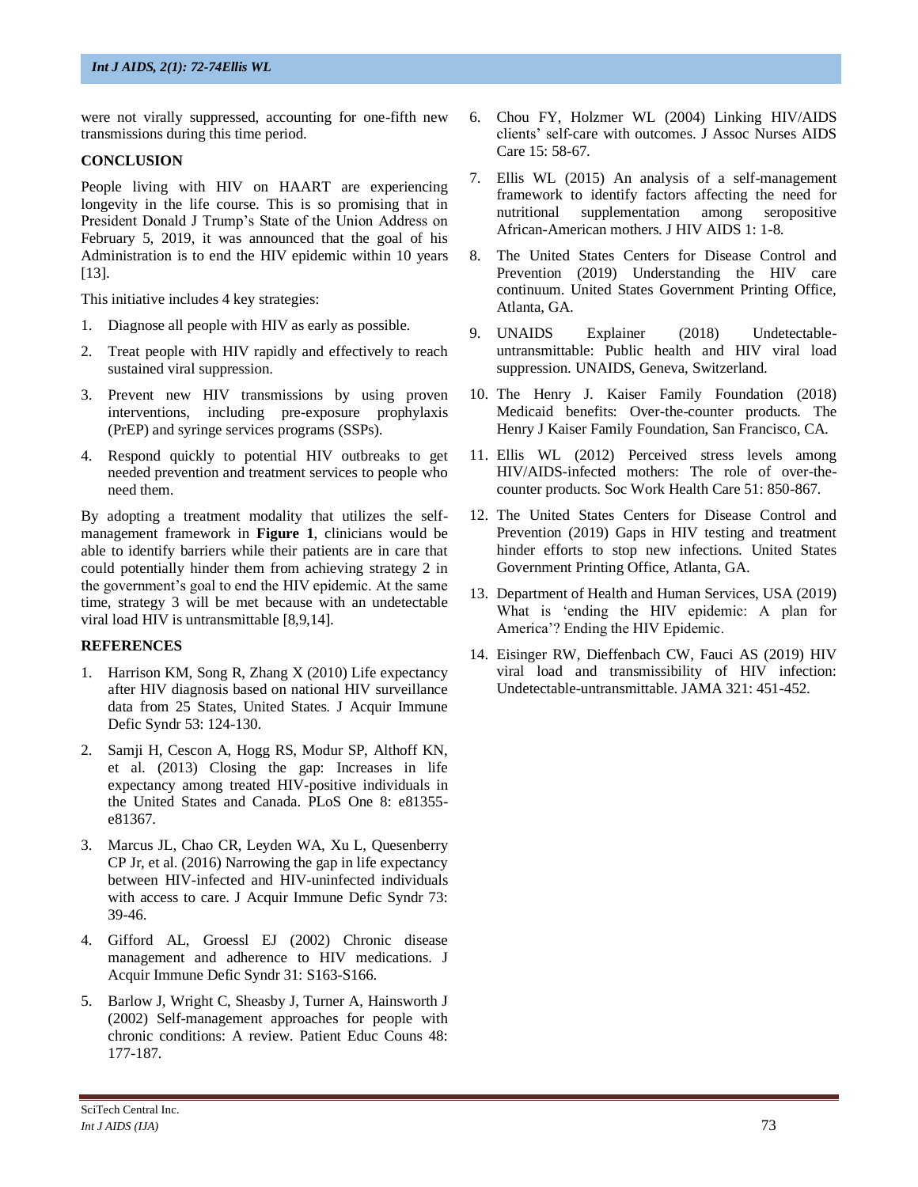were not virally suppressed, accounting for one-fifth new transmissions during this time period.

## CONCLUSION

People living with HIV on HAART are experiencing longevity in the life course. This is so promising that in President Donald J Trump's State of the Union Address on February 5, 2019, it was announced that the goal of his Administration is to end the HIV epidemic within 10 years [13].

This initiative includes 4 key strategies:

1. Diagnose all people with HIV as early as possible.
2. Treat people with HIV rapidly and effectively to reach sustained viral suppression.
3. Prevent new HIV transmissions by using proven interventions, including pre-exposure prophylaxis (PrEP) and syringe services programs (SSPs).
4. Respond quickly to potential HIV outbreaks to get needed prevention and treatment services to people who need them.

By adopting a treatment modality that utilizes the self-management framework in **Figure 1**, clinicians would be able to identify barriers while their patients are in care that could potentially hinder them from achieving strategy 2 in the government's goal to end the HIV epidemic. At the same time, strategy 3 will be met because with an undetectable viral load HIV is untransmittable [8,9,14].

## REFERENCES

1. Harrison KM, Song R, Zhang X (2010) Life expectancy after HIV diagnosis based on national HIV surveillance data from 25 States, United States. J Acquir Immune Defic Syndr 53: 124-130.
2. Samji H, Cescon A, Hogg RS, Modur SP, Althoff KN, et al. (2013) Closing the gap: Increases in life expectancy among treated HIV-positive individuals in the United States and Canada. PLoS One 8: e81355-e81367.
3. Marcus JL, Chao CR, Leyden WA, Xu L, Quesenberry CP Jr, et al. (2016) Narrowing the gap in life expectancy between HIV-infected and HIV-uninfected individuals with access to care. J Acquir Immune Defic Syndr 73: 39-46.
4. Gifford AL, Groessl EJ (2002) Chronic disease management and adherence to HIV medications. J Acquir Immune Defic Syndr 31: S163-S166.
5. Barlow J, Wright C, Sheasby J, Turner A, Hainsworth J (2002) Self-management approaches for people with chronic conditions: A review. Patient Educ Couns 48: 177-187.
6. Chou FY, Holzmer WL (2004) Linking HIV/AIDS clients' self-care with outcomes. J Assoc Nurses AIDS Care 15: 58-67.
7. Ellis WL (2015) An analysis of a self-management framework to identify factors affecting the need for nutritional supplementation among seropositive African-American mothers. J HIV AIDS 1: 1-8.
8. The United States Centers for Disease Control and Prevention (2019) Understanding the HIV care continuum. United States Government Printing Office, Atlanta, GA.
9. UNAIDS Explainer (2018) Undetectable-untransmittable: Public health and HIV viral load suppression. UNAIDS, Geneva, Switzerland.
10. The Henry J. Kaiser Family Foundation (2018) Medicaid benefits: Over-the-counter products. The Henry J Kaiser Family Foundation, San Francisco, CA.
11. Ellis WL (2012) Perceived stress levels among HIV/AIDS-infected mothers: The role of over-the-counter products. Soc Work Health Care 51: 850-867.
12. The United States Centers for Disease Control and Prevention (2019) Gaps in HIV testing and treatment hinder efforts to stop new infections. United States Government Printing Office, Atlanta, GA.
13. Department of Health and Human Services, USA (2019) What is 'ending the HIV epidemic: A plan for America'? Ending the HIV Epidemic.
14. Eisinger RW, Dieffenbach CW, Fauci AS (2019) HIV viral load and transmissibility of HIV infection: Undetectable-untransmittable. JAMA 321: 451-452.